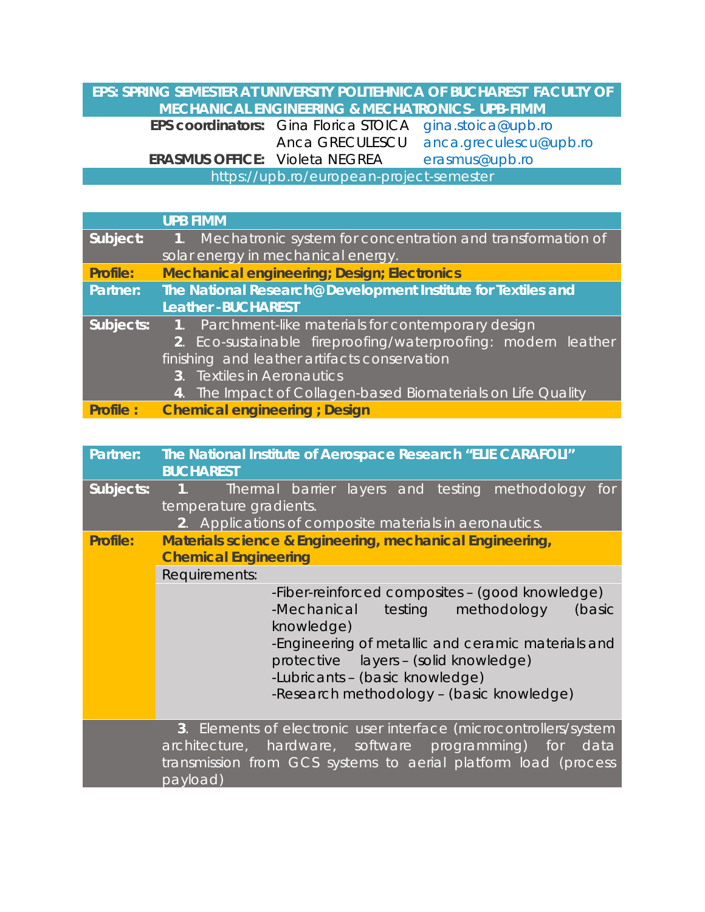**EPS: SPRING SEMESTER AT UNIVERSITY POLITEHNICA OF BUCHAREST FACULTY OF MECHANICAL ENGINEERING & MECHATRONICS- UPB-FIMM**

| | | |
|---|---|---|
| **EPS coordinators:** | Gina Florica STOICA | gina.stoica@upb.ro |
| | Anca GRECULESCU | anca.greculescu@upb.ro |
| **ERASMUS OFFICE:** | Violeta NEGREA | erasmus@upb.ro |

https://upb.ro/european-project-semester

| | **UPB FIMM** |
|---|---|
| **Subject:** | **1**. Mechatronic system for concentration and transformation of solar energy in mechanical energy. |
| **Profile:** | **Mechanical engineering; Design; Electronics** |
| **Partner:** | **The National Research@Development Institute for Textiles and Leather -BUCHAREST** |
| **Subjects:** | **1**. Parchment-like materials for contemporary design<br>**2**. Eco-sustainable fireproofing/waterproofing: modern leather finishing and leather artifacts conservation<br>**3**. Textiles in Aeronautics<br>**4**. The Impact of Collagen-based Biomaterials on Life Quality |
| **Profile :** | **Chemical engineering ; Design** |

| | |
|---|---|
| **Partner:** | **The National Institute of Aerospace Research "ELIE CARAFOLI" BUCHAREST** |
| **Subjects:** | **1**. Thermal barrier layers and testing methodology for temperature gradients.<br>**2**. Applications of composite materials in aeronautics. |
| **Profile:** | **Materials science & Engineering, mechanical Engineering, Chemical Engineering** |
| | Requirements:<br>-Fiber-reinforced composites – (good knowledge)<br>-Mechanical testing methodology (basic knowledge)<br>-Engineering of metallic and ceramic materials and protective layers – (solid knowledge)<br>-Lubricants – (basic knowledge)<br>-Research methodology – (basic knowledge) |
| | **3**. Elements of electronic user interface (microcontrollers/system architecture, hardware, software programming) for data transmission from GCS systems to aerial platform load (process payload) |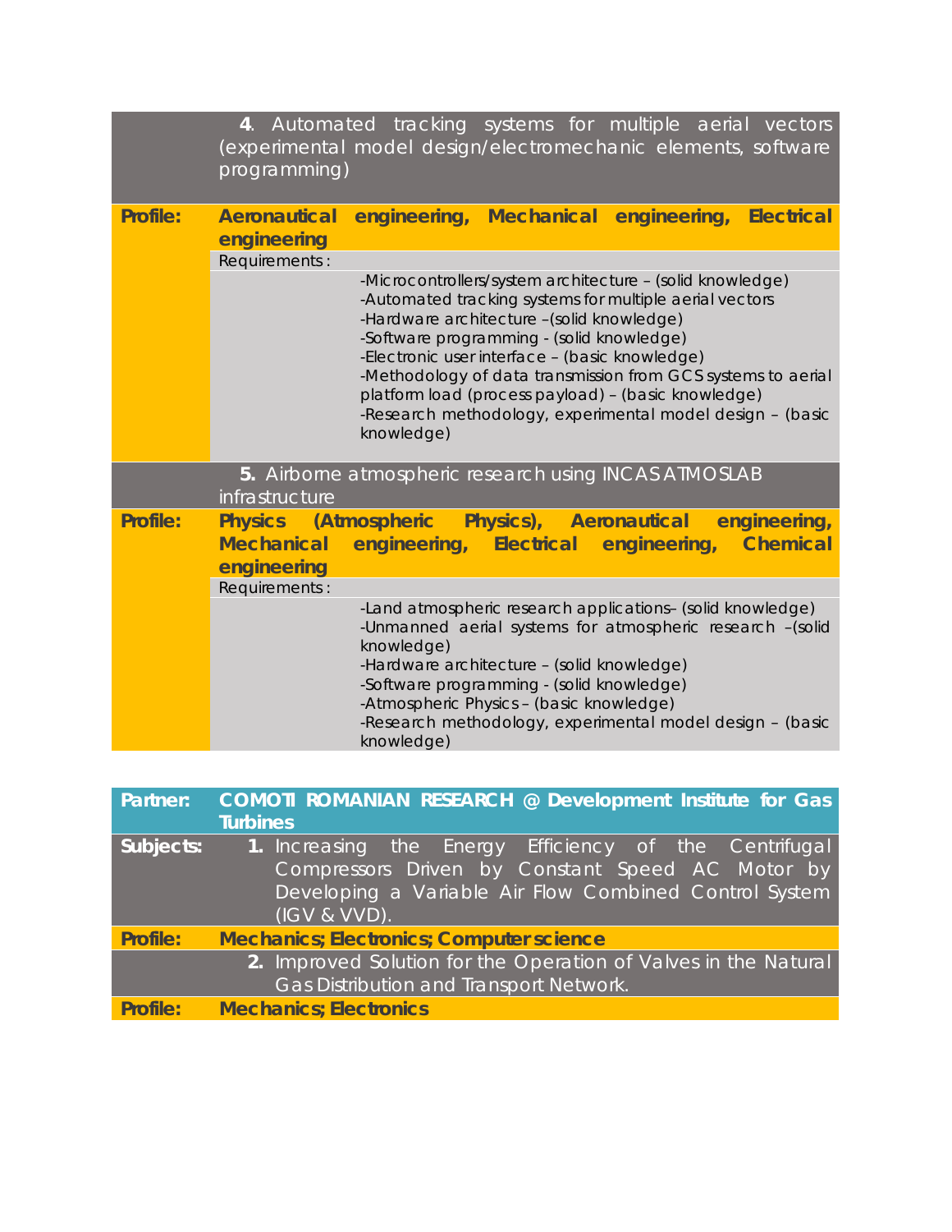| | |
|---|---|
| | **4**. Automated tracking systems for multiple aerial vectors (experimental model design/electromechanic elements, software programming) |
| **Profile:** | **Aeronautical engineering, Mechanical engineering, Electrical engineering** |
| | Requirements: |
| | -Microcontrollers/system architecture – (solid knowledge)<br>-Automated tracking systems for multiple aerial vectors<br>-Hardware architecture –(solid knowledge)<br>-Software programming - (solid knowledge)<br>-Electronic user interface – (basic knowledge)<br>-Methodology of data transmission from GCS systems to aerial platform load (process payload) – (basic knowledge)<br>-Research methodology, experimental model design – (basic knowledge) |
| | **5.** Airborne atmospheric research using INCAS ATMOSLAB infrastructure |
| **Profile:** | **Physics (Atmospheric Physics), Aeronautical engineering, Mechanical engineering, Electrical engineering, Chemical engineering** |
| | Requirements: |
| | -Land atmospheric research applications– (solid knowledge)<br>-Unmanned aerial systems for atmospheric research –(solid knowledge)<br>-Hardware architecture – (solid knowledge)<br>-Software programming - (solid knowledge)<br>-Atmospheric Physics – (basic knowledge)<br>-Research methodology, experimental model design – (basic knowledge) |

| | |
|---|---|
| **Partner:** | **COMOTI ROMANIAN RESEARCH @ Development Institute for Gas Turbines** |
| **Subjects:** | **1.** Increasing the Energy Efficiency of the Centrifugal Compressors Driven by Constant Speed AC Motor by Developing a Variable Air Flow Combined Control System (IGV & VVD). |
| **Profile:** | **Mechanics; Electronics; Computer science** |
| | **2.** Improved Solution for the Operation of Valves in the Natural Gas Distribution and Transport Network. |
| **Profile:** | **Mechanics; Electronics** |